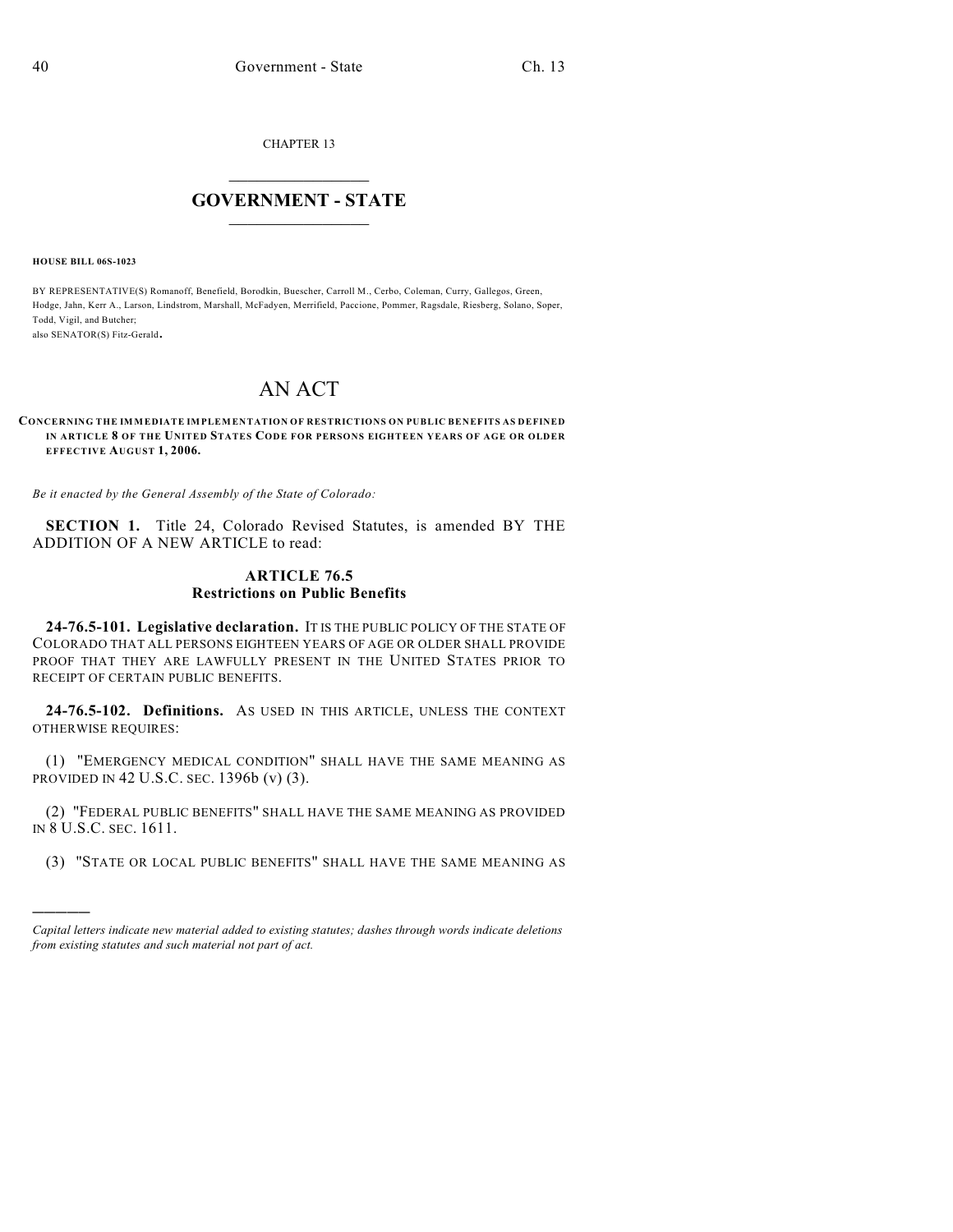CHAPTER 13

# GOVERNMENT - STATE

**HOUSE BILL 06S-1023**

BY REPRESENTATIVE(S) Romanoff, Benefield, Borodkin, Buescher, Carroll M., Cerbo, Coleman, Curry, Gallegos, Green, Hodge, Jahn, Kerr A., Larson, Lindstrom, Marshall, McFadyen, Merrifield, Paccione, Pommer, Ragsdale, Riesberg, Solano, Soper, Todd, Vigil, and Butcher;
also SENATOR(S) Fitz-Gerald.

# AN ACT

**CONCERNING THE IMMEDIATE IMPLEMENTATION OF RESTRICTIONS ON PUBLIC BENEFITS AS DEFINED IN ARTICLE 8 OF THE UNITED STATES CODE FOR PERSONS EIGHTEEN YEARS OF AGE OR OLDER EFFECTIVE AUGUST 1, 2006.**

*Be it enacted by the General Assembly of the State of Colorado:*

**SECTION 1.** Title 24, Colorado Revised Statutes, is amended BY THE ADDITION OF A NEW ARTICLE to read:

## ARTICLE 76.5
## Restrictions on Public Benefits

**24-76.5-101. Legislative declaration.** IT IS THE PUBLIC POLICY OF THE STATE OF COLORADO THAT ALL PERSONS EIGHTEEN YEARS OF AGE OR OLDER SHALL PROVIDE PROOF THAT THEY ARE LAWFULLY PRESENT IN THE UNITED STATES PRIOR TO RECEIPT OF CERTAIN PUBLIC BENEFITS.

**24-76.5-102. Definitions.** AS USED IN THIS ARTICLE, UNLESS THE CONTEXT OTHERWISE REQUIRES:

(1) "EMERGENCY MEDICAL CONDITION" SHALL HAVE THE SAME MEANING AS PROVIDED IN 42 U.S.C. SEC. 1396b (v) (3).

(2) "FEDERAL PUBLIC BENEFITS" SHALL HAVE THE SAME MEANING AS PROVIDED IN 8 U.S.C. SEC. 1611.

(3) "STATE OR LOCAL PUBLIC BENEFITS" SHALL HAVE THE SAME MEANING AS

---

*Capital letters indicate new material added to existing statutes; dashes through words indicate deletions from existing statutes and such material not part of act.*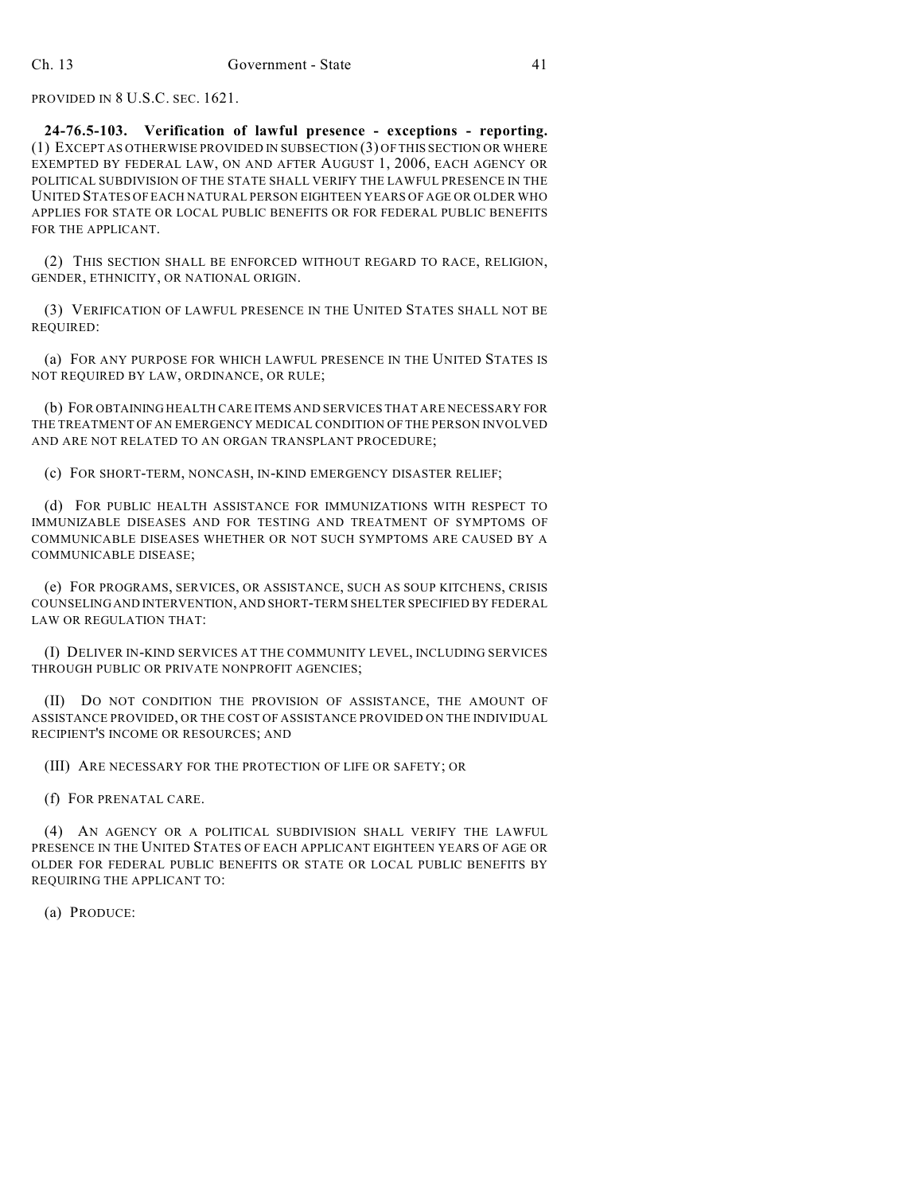PROVIDED IN 8 U.S.C. SEC. 1621.

**24-76.5-103. Verification of lawful presence - exceptions - reporting.** (1) EXCEPT AS OTHERWISE PROVIDED IN SUBSECTION (3) OF THIS SECTION OR WHERE EXEMPTED BY FEDERAL LAW, ON AND AFTER AUGUST 1, 2006, EACH AGENCY OR POLITICAL SUBDIVISION OF THE STATE SHALL VERIFY THE LAWFUL PRESENCE IN THE UNITED STATES OF EACH NATURAL PERSON EIGHTEEN YEARS OF AGE OR OLDER WHO APPLIES FOR STATE OR LOCAL PUBLIC BENEFITS OR FOR FEDERAL PUBLIC BENEFITS FOR THE APPLICANT.

(2) THIS SECTION SHALL BE ENFORCED WITHOUT REGARD TO RACE, RELIGION, GENDER, ETHNICITY, OR NATIONAL ORIGIN.

(3) VERIFICATION OF LAWFUL PRESENCE IN THE UNITED STATES SHALL NOT BE REQUIRED:

(a) FOR ANY PURPOSE FOR WHICH LAWFUL PRESENCE IN THE UNITED STATES IS NOT REQUIRED BY LAW, ORDINANCE, OR RULE;

(b) FOR OBTAINING HEALTH CARE ITEMS AND SERVICES THAT ARE NECESSARY FOR THE TREATMENT OF AN EMERGENCY MEDICAL CONDITION OF THE PERSON INVOLVED AND ARE NOT RELATED TO AN ORGAN TRANSPLANT PROCEDURE;

(c) FOR SHORT-TERM, NONCASH, IN-KIND EMERGENCY DISASTER RELIEF;

(d) FOR PUBLIC HEALTH ASSISTANCE FOR IMMUNIZATIONS WITH RESPECT TO IMMUNIZABLE DISEASES AND FOR TESTING AND TREATMENT OF SYMPTOMS OF COMMUNICABLE DISEASES WHETHER OR NOT SUCH SYMPTOMS ARE CAUSED BY A COMMUNICABLE DISEASE;

(e) FOR PROGRAMS, SERVICES, OR ASSISTANCE, SUCH AS SOUP KITCHENS, CRISIS COUNSELING AND INTERVENTION, AND SHORT-TERM SHELTER SPECIFIED BY FEDERAL LAW OR REGULATION THAT:

(I) DELIVER IN-KIND SERVICES AT THE COMMUNITY LEVEL, INCLUDING SERVICES THROUGH PUBLIC OR PRIVATE NONPROFIT AGENCIES;

(II) DO NOT CONDITION THE PROVISION OF ASSISTANCE, THE AMOUNT OF ASSISTANCE PROVIDED, OR THE COST OF ASSISTANCE PROVIDED ON THE INDIVIDUAL RECIPIENT'S INCOME OR RESOURCES; AND

(III) ARE NECESSARY FOR THE PROTECTION OF LIFE OR SAFETY; OR

(f) FOR PRENATAL CARE.

(4) AN AGENCY OR A POLITICAL SUBDIVISION SHALL VERIFY THE LAWFUL PRESENCE IN THE UNITED STATES OF EACH APPLICANT EIGHTEEN YEARS OF AGE OR OLDER FOR FEDERAL PUBLIC BENEFITS OR STATE OR LOCAL PUBLIC BENEFITS BY REQUIRING THE APPLICANT TO:

(a) PRODUCE: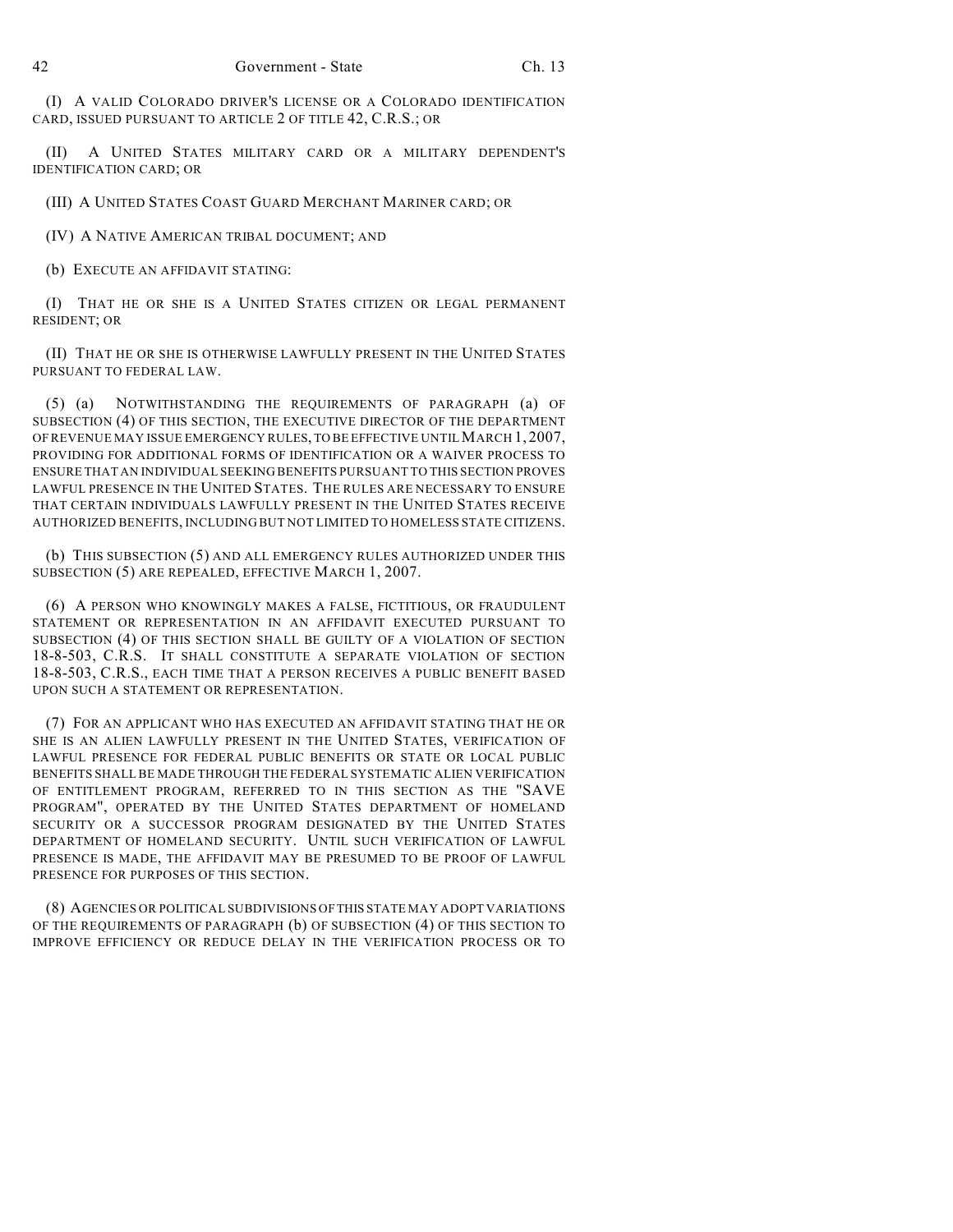(I) A VALID COLORADO DRIVER'S LICENSE OR A COLORADO IDENTIFICATION CARD, ISSUED PURSUANT TO ARTICLE 2 OF TITLE 42, C.R.S.; OR

(II) A UNITED STATES MILITARY CARD OR A MILITARY DEPENDENT'S IDENTIFICATION CARD; OR

(III) A UNITED STATES COAST GUARD MERCHANT MARINER CARD; OR

(IV) A NATIVE AMERICAN TRIBAL DOCUMENT; AND

(b) EXECUTE AN AFFIDAVIT STATING:

(I) THAT HE OR SHE IS A UNITED STATES CITIZEN OR LEGAL PERMANENT RESIDENT; OR

(II) THAT HE OR SHE IS OTHERWISE LAWFULLY PRESENT IN THE UNITED STATES PURSUANT TO FEDERAL LAW.

(5) (a) NOTWITHSTANDING THE REQUIREMENTS OF PARAGRAPH (a) OF SUBSECTION (4) OF THIS SECTION, THE EXECUTIVE DIRECTOR OF THE DEPARTMENT OF REVENUE MAY ISSUE EMERGENCY RULES, TO BE EFFECTIVE UNTIL MARCH 1, 2007, PROVIDING FOR ADDITIONAL FORMS OF IDENTIFICATION OR A WAIVER PROCESS TO ENSURE THAT AN INDIVIDUAL SEEKING BENEFITS PURSUANT TO THIS SECTION PROVES LAWFUL PRESENCE IN THE UNITED STATES. THE RULES ARE NECESSARY TO ENSURE THAT CERTAIN INDIVIDUALS LAWFULLY PRESENT IN THE UNITED STATES RECEIVE AUTHORIZED BENEFITS, INCLUDING BUT NOT LIMITED TO HOMELESS STATE CITIZENS.

(b) THIS SUBSECTION (5) AND ALL EMERGENCY RULES AUTHORIZED UNDER THIS SUBSECTION (5) ARE REPEALED, EFFECTIVE MARCH 1, 2007.

(6) A PERSON WHO KNOWINGLY MAKES A FALSE, FICTITIOUS, OR FRAUDULENT STATEMENT OR REPRESENTATION IN AN AFFIDAVIT EXECUTED PURSUANT TO SUBSECTION (4) OF THIS SECTION SHALL BE GUILTY OF A VIOLATION OF SECTION 18-8-503, C.R.S. IT SHALL CONSTITUTE A SEPARATE VIOLATION OF SECTION 18-8-503, C.R.S., EACH TIME THAT A PERSON RECEIVES A PUBLIC BENEFIT BASED UPON SUCH A STATEMENT OR REPRESENTATION.

(7) FOR AN APPLICANT WHO HAS EXECUTED AN AFFIDAVIT STATING THAT HE OR SHE IS AN ALIEN LAWFULLY PRESENT IN THE UNITED STATES, VERIFICATION OF LAWFUL PRESENCE FOR FEDERAL PUBLIC BENEFITS OR STATE OR LOCAL PUBLIC BENEFITS SHALL BE MADE THROUGH THE FEDERAL SYSTEMATIC ALIEN VERIFICATION OF ENTITLEMENT PROGRAM, REFERRED TO IN THIS SECTION AS THE "SAVE PROGRAM", OPERATED BY THE UNITED STATES DEPARTMENT OF HOMELAND SECURITY OR A SUCCESSOR PROGRAM DESIGNATED BY THE UNITED STATES DEPARTMENT OF HOMELAND SECURITY. UNTIL SUCH VERIFICATION OF LAWFUL PRESENCE IS MADE, THE AFFIDAVIT MAY BE PRESUMED TO BE PROOF OF LAWFUL PRESENCE FOR PURPOSES OF THIS SECTION.

(8) AGENCIES OR POLITICAL SUBDIVISIONS OF THIS STATE MAY ADOPT VARIATIONS OF THE REQUIREMENTS OF PARAGRAPH (b) OF SUBSECTION (4) OF THIS SECTION TO IMPROVE EFFICIENCY OR REDUCE DELAY IN THE VERIFICATION PROCESS OR TO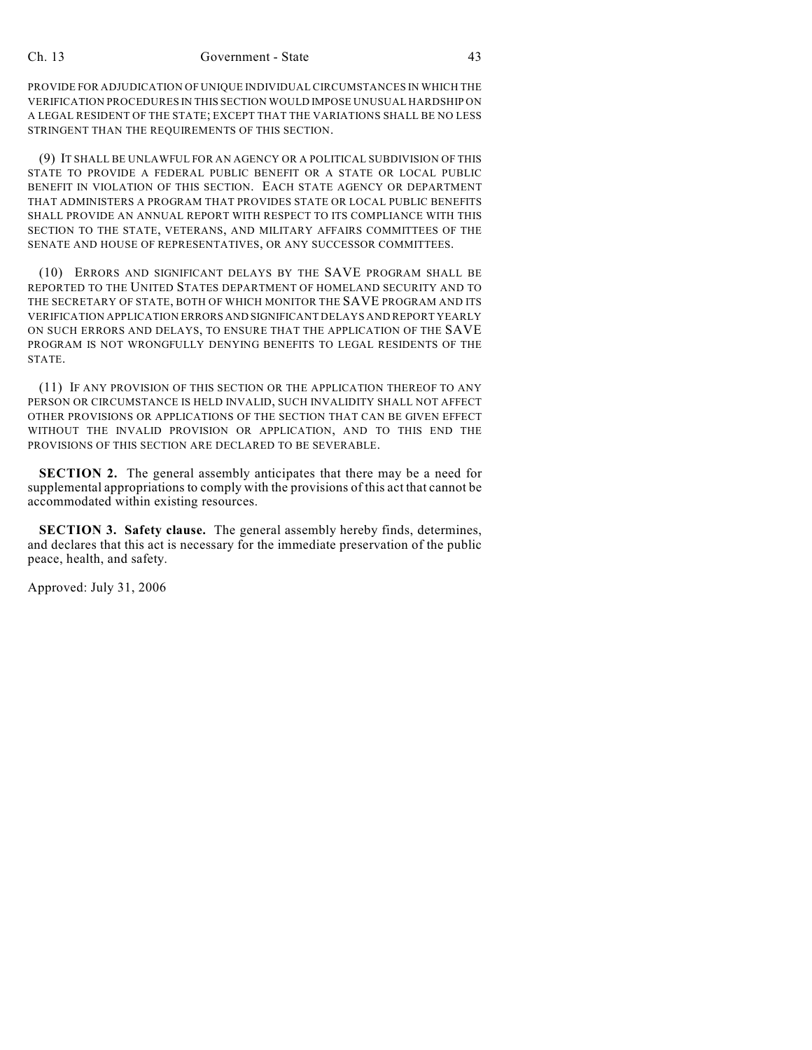PROVIDE FOR ADJUDICATION OF UNIQUE INDIVIDUAL CIRCUMSTANCES IN WHICH THE VERIFICATION PROCEDURES IN THIS SECTION WOULD IMPOSE UNUSUAL HARDSHIP ON A LEGAL RESIDENT OF THE STATE; EXCEPT THAT THE VARIATIONS SHALL BE NO LESS STRINGENT THAN THE REQUIREMENTS OF THIS SECTION.

(9) IT SHALL BE UNLAWFUL FOR AN AGENCY OR A POLITICAL SUBDIVISION OF THIS STATE TO PROVIDE A FEDERAL PUBLIC BENEFIT OR A STATE OR LOCAL PUBLIC BENEFIT IN VIOLATION OF THIS SECTION. EACH STATE AGENCY OR DEPARTMENT THAT ADMINISTERS A PROGRAM THAT PROVIDES STATE OR LOCAL PUBLIC BENEFITS SHALL PROVIDE AN ANNUAL REPORT WITH RESPECT TO ITS COMPLIANCE WITH THIS SECTION TO THE STATE, VETERANS, AND MILITARY AFFAIRS COMMITTEES OF THE SENATE AND HOUSE OF REPRESENTATIVES, OR ANY SUCCESSOR COMMITTEES.

(10) ERRORS AND SIGNIFICANT DELAYS BY THE SAVE PROGRAM SHALL BE REPORTED TO THE UNITED STATES DEPARTMENT OF HOMELAND SECURITY AND TO THE SECRETARY OF STATE, BOTH OF WHICH MONITOR THE SAVE PROGRAM AND ITS VERIFICATION APPLICATION ERRORS AND SIGNIFICANT DELAYS AND REPORT YEARLY ON SUCH ERRORS AND DELAYS, TO ENSURE THAT THE APPLICATION OF THE SAVE PROGRAM IS NOT WRONGFULLY DENYING BENEFITS TO LEGAL RESIDENTS OF THE STATE.

(11) IF ANY PROVISION OF THIS SECTION OR THE APPLICATION THEREOF TO ANY PERSON OR CIRCUMSTANCE IS HELD INVALID, SUCH INVALIDITY SHALL NOT AFFECT OTHER PROVISIONS OR APPLICATIONS OF THE SECTION THAT CAN BE GIVEN EFFECT WITHOUT THE INVALID PROVISION OR APPLICATION, AND TO THIS END THE PROVISIONS OF THIS SECTION ARE DECLARED TO BE SEVERABLE.

**SECTION 2.** The general assembly anticipates that there may be a need for supplemental appropriations to comply with the provisions of this act that cannot be accommodated within existing resources.

**SECTION 3. Safety clause.** The general assembly hereby finds, determines, and declares that this act is necessary for the immediate preservation of the public peace, health, and safety.

Approved: July 31, 2006